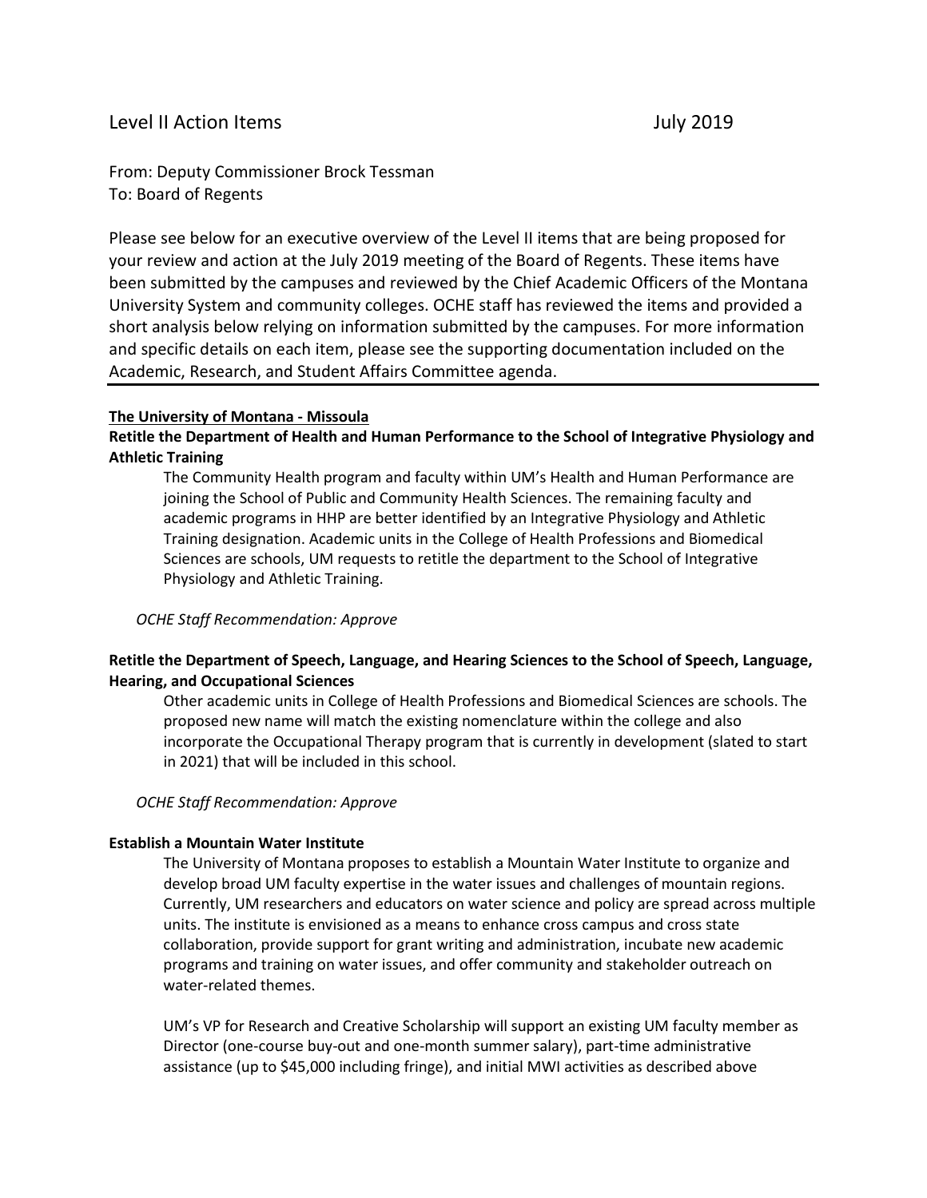Level II Action Items July 2019

From: Deputy Commissioner Brock Tessman
To: Board of Regents

Please see below for an executive overview of the Level II items that are being proposed for your review and action at the July 2019 meeting of the Board of Regents. These items have been submitted by the campuses and reviewed by the Chief Academic Officers of the Montana University System and community colleges. OCHE staff has reviewed the items and provided a short analysis below relying on information submitted by the campuses. For more information and specific details on each item, please see the supporting documentation included on the Academic, Research, and Student Affairs Committee agenda.

---

**The University of Montana - Missoula**

**Retitle the Department of Health and Human Performance to the School of Integrative Physiology and Athletic Training**

The Community Health program and faculty within UM's Health and Human Performance are joining the School of Public and Community Health Sciences. The remaining faculty and academic programs in HHP are better identified by an Integrative Physiology and Athletic Training designation. Academic units in the College of Health Professions and Biomedical Sciences are schools, UM requests to retitle the department to the School of Integrative Physiology and Athletic Training.

*OCHE Staff Recommendation: Approve*

**Retitle the Department of Speech, Language, and Hearing Sciences to the School of Speech, Language, Hearing, and Occupational Sciences**

Other academic units in College of Health Professions and Biomedical Sciences are schools. The proposed new name will match the existing nomenclature within the college and also incorporate the Occupational Therapy program that is currently in development (slated to start in 2021) that will be included in this school.

*OCHE Staff Recommendation: Approve*

**Establish a Mountain Water Institute**

The University of Montana proposes to establish a Mountain Water Institute to organize and develop broad UM faculty expertise in the water issues and challenges of mountain regions. Currently, UM researchers and educators on water science and policy are spread across multiple units. The institute is envisioned as a means to enhance cross campus and cross state collaboration, provide support for grant writing and administration, incubate new academic programs and training on water issues, and offer community and stakeholder outreach on water-related themes.

UM's VP for Research and Creative Scholarship will support an existing UM faculty member as Director (one-course buy-out and one-month summer salary), part-time administrative assistance (up to $45,000 including fringe), and initial MWI activities as described above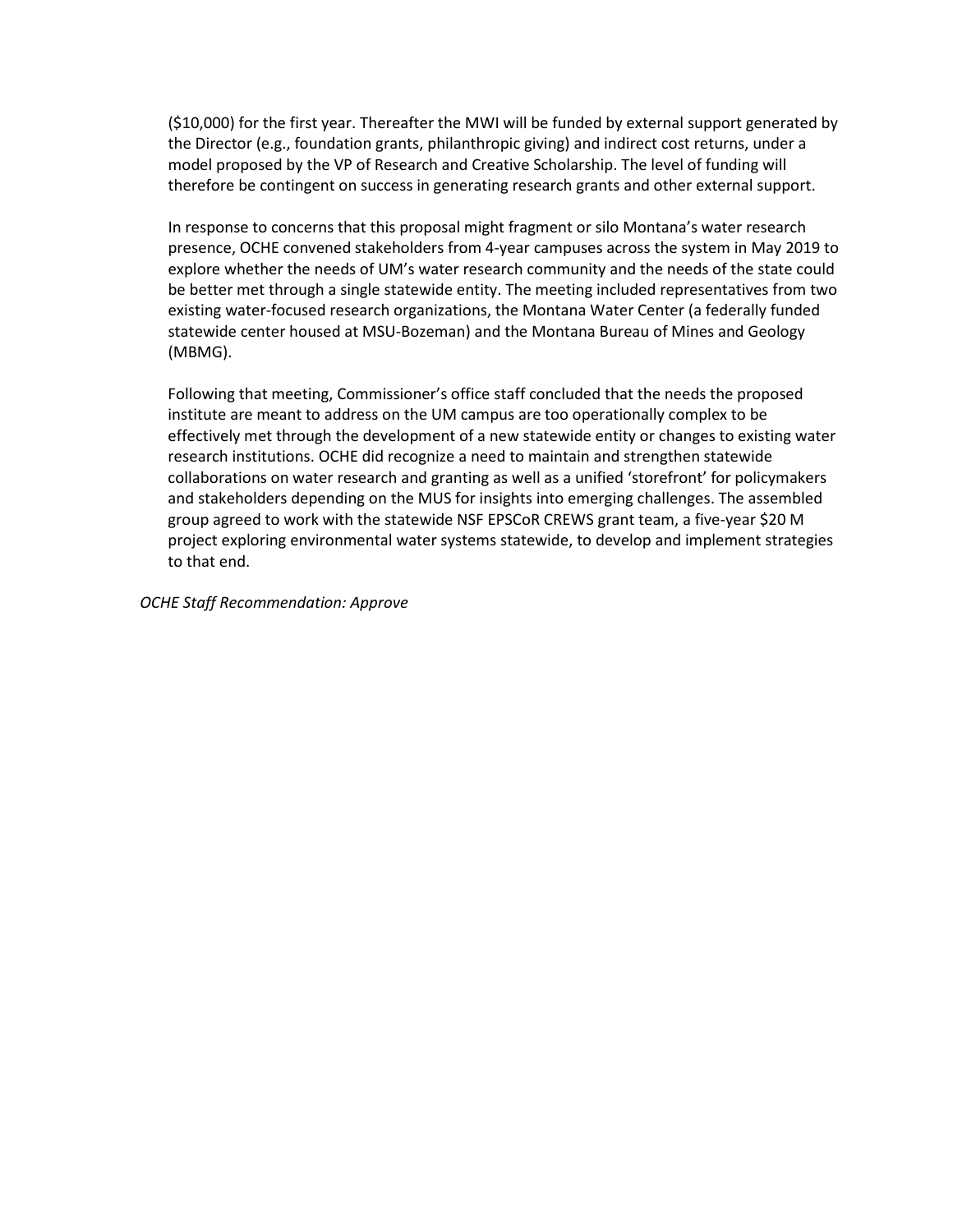($10,000) for the first year. Thereafter the MWI will be funded by external support generated by the Director (e.g., foundation grants, philanthropic giving) and indirect cost returns, under a model proposed by the VP of Research and Creative Scholarship. The level of funding will therefore be contingent on success in generating research grants and other external support.

In response to concerns that this proposal might fragment or silo Montana's water research presence, OCHE convened stakeholders from 4-year campuses across the system in May 2019 to explore whether the needs of UM's water research community and the needs of the state could be better met through a single statewide entity. The meeting included representatives from two existing water-focused research organizations, the Montana Water Center (a federally funded statewide center housed at MSU-Bozeman) and the Montana Bureau of Mines and Geology (MBMG).

Following that meeting, Commissioner's office staff concluded that the needs the proposed institute are meant to address on the UM campus are too operationally complex to be effectively met through the development of a new statewide entity or changes to existing water research institutions. OCHE did recognize a need to maintain and strengthen statewide collaborations on water research and granting as well as a unified 'storefront' for policymakers and stakeholders depending on the MUS for insights into emerging challenges. The assembled group agreed to work with the statewide NSF EPSCoR CREWS grant team, a five-year $20 M project exploring environmental water systems statewide, to develop and implement strategies to that end.

*OCHE Staff Recommendation: Approve*